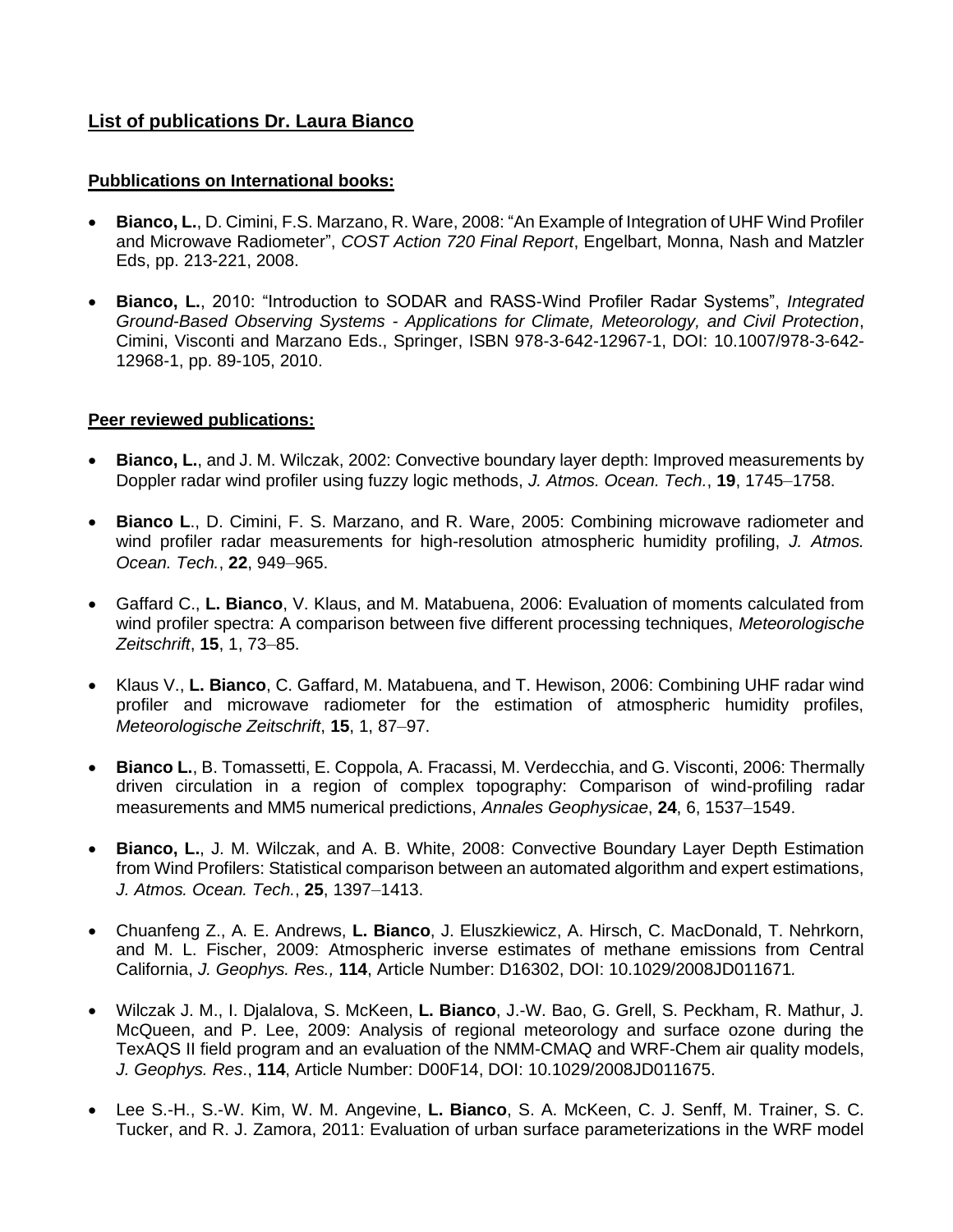## List of publications Dr. Laura Bianco

### Pubblications on International books:

- **Bianco, L.**, D. Cimini, F.S. Marzano, R. Ware, 2008: "An Example of Integration of UHF Wind Profiler and Microwave Radiometer", *COST Action 720 Final Report*, Engelbart, Monna, Nash and Matzler Eds, pp. 213-221, 2008.

- **Bianco, L.**, 2010: "Introduction to SODAR and RASS-Wind Profiler Radar Systems", *Integrated Ground-Based Observing Systems - Applications for Climate, Meteorology, and Civil Protection*, Cimini, Visconti and Marzano Eds., Springer, ISBN 978-3-642-12967-1, DOI: 10.1007/978-3-642-12968-1, pp. 89-105, 2010.

### Peer reviewed publications:

- **Bianco, L.**, and J. M. Wilczak, 2002: Convective boundary layer depth: Improved measurements by Doppler radar wind profiler using fuzzy logic methods, *J. Atmos. Ocean. Tech.*, **19**, 1745–1758.

- **Bianco L**., D. Cimini, F. S. Marzano, and R. Ware, 2005: Combining microwave radiometer and wind profiler radar measurements for high-resolution atmospheric humidity profiling, *J. Atmos. Ocean. Tech.*, **22**, 949–965.

- Gaffard C., **L. Bianco**, V. Klaus, and M. Matabuena, 2006: Evaluation of moments calculated from wind profiler spectra: A comparison between five different processing techniques, *Meteorologische Zeitschrift*, **15**, 1, 73–85.

- Klaus V., **L. Bianco**, C. Gaffard, M. Matabuena, and T. Hewison, 2006: Combining UHF radar wind profiler and microwave radiometer for the estimation of atmospheric humidity profiles, *Meteorologische Zeitschrift*, **15**, 1, 87–97.

- **Bianco L.**, B. Tomassetti, E. Coppola, A. Fracassi, M. Verdecchia, and G. Visconti, 2006: Thermally driven circulation in a region of complex topography: Comparison of wind-profiling radar measurements and MM5 numerical predictions, *Annales Geophysicae*, **24**, 6, 1537–1549.

- **Bianco, L.**, J. M. Wilczak, and A. B. White, 2008: Convective Boundary Layer Depth Estimation from Wind Profilers: Statistical comparison between an automated algorithm and expert estimations, *J. Atmos. Ocean. Tech.*, **25**, 1397–1413.

- Chuanfeng Z., A. E. Andrews, **L. Bianco**, J. Eluszkiewicz, A. Hirsch, C. MacDonald, T. Nehrkorn, and M. L. Fischer, 2009: Atmospheric inverse estimates of methane emissions from Central California, *J. Geophys. Res.,* **114**, Article Number: D16302, DOI: 10.1029/2008JD011671*.*

- Wilczak J. M., I. Djalalova, S. McKeen, **L. Bianco**, J.-W. Bao, G. Grell, S. Peckham, R. Mathur, J. McQueen, and P. Lee, 2009: Analysis of regional meteorology and surface ozone during the TexAQS II field program and an evaluation of the NMM-CMAQ and WRF-Chem air quality models, *J. Geophys. Res*., **114**, Article Number: D00F14, DOI: 10.1029/2008JD011675.

- Lee S.-H., S.-W. Kim, W. M. Angevine, **L. Bianco**, S. A. McKeen, C. J. Senff, M. Trainer, S. C. Tucker, and R. J. Zamora, 2011: Evaluation of urban surface parameterizations in the WRF model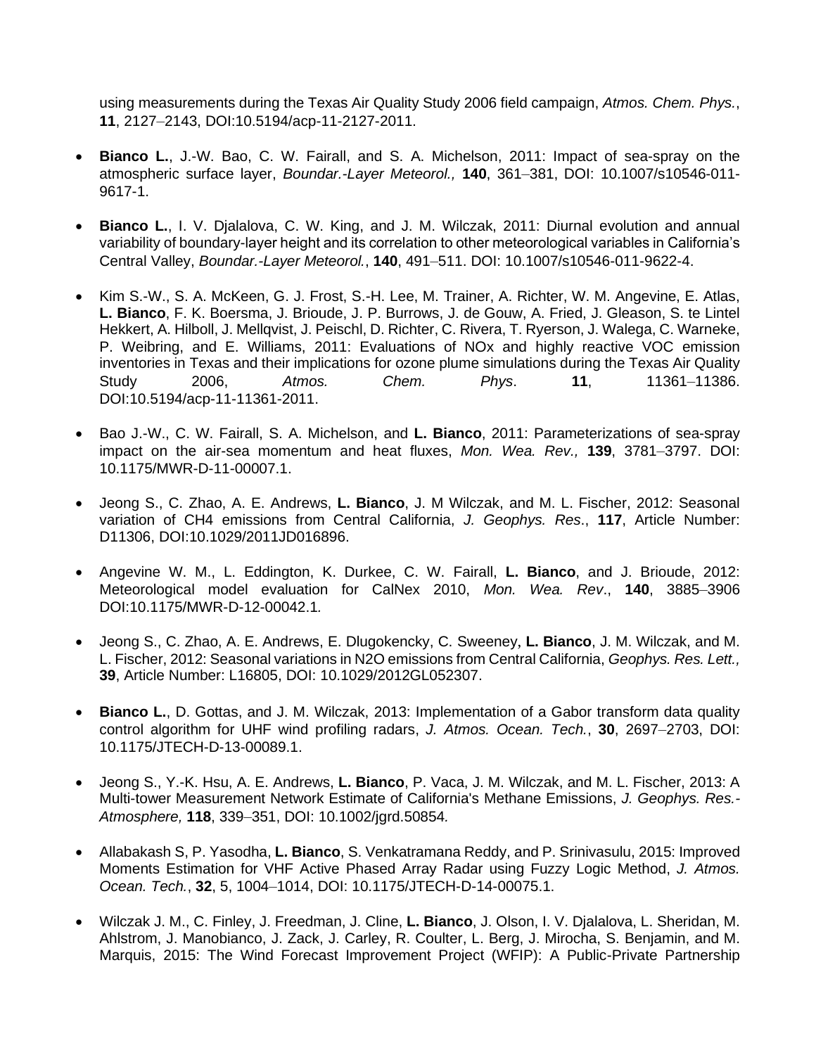using measurements during the Texas Air Quality Study 2006 field campaign, *Atmos. Chem. Phys.*, **11**, 2127–2143, DOI:10.5194/acp-11-2127-2011.

- **Bianco L.**, J.-W. Bao, C. W. Fairall, and S. A. Michelson, 2011: Impact of sea-spray on the atmospheric surface layer, *Boundar.-Layer Meteorol.,* **140**, 361–381, DOI: 10.1007/s10546-011-9617-1.

- **Bianco L.**, I. V. Djalalova, C. W. King, and J. M. Wilczak, 2011: Diurnal evolution and annual variability of boundary-layer height and its correlation to other meteorological variables in California's Central Valley, *Boundar.-Layer Meteorol.*, **140**, 491–511. DOI: 10.1007/s10546-011-9622-4.

- Kim S.-W., S. A. McKeen, G. J. Frost, S.-H. Lee, M. Trainer, A. Richter, W. M. Angevine, E. Atlas, **L. Bianco**, F. K. Boersma, J. Brioude, J. P. Burrows, J. de Gouw, A. Fried, J. Gleason, S. te Lintel Hekkert, A. Hilboll, J. Mellqvist, J. Peischl, D. Richter, C. Rivera, T. Ryerson, J. Walega, C. Warneke, P. Weibring, and E. Williams, 2011: Evaluations of NOx and highly reactive VOC emission inventories in Texas and their implications for ozone plume simulations during the Texas Air Quality Study 2006, *Atmos. Chem. Phys*. **11**, 11361–11386. DOI:10.5194/acp-11-11361-2011.

- Bao J.-W., C. W. Fairall, S. A. Michelson, and **L. Bianco**, 2011: Parameterizations of sea-spray impact on the air-sea momentum and heat fluxes, *Mon. Wea. Rev.,* **139**, 3781–3797. DOI: 10.1175/MWR-D-11-00007.1.

- Jeong S., C. Zhao, A. E. Andrews, **L. Bianco**, J. M Wilczak, and M. L. Fischer, 2012: Seasonal variation of CH4 emissions from Central California, *J. Geophys. Res*., **117**, Article Number: D11306, DOI:10.1029/2011JD016896.

- Angevine W. M., L. Eddington, K. Durkee, C. W. Fairall, **L. Bianco**, and J. Brioude, 2012: Meteorological model evaluation for CalNex 2010, *Mon. Wea. Rev*., **140**, 3885–3906 DOI:10.1175/MWR-D-12-00042.1*.*

- Jeong S., C. Zhao, A. E. Andrews, E. Dlugokencky, C. Sweeney, **L. Bianco**, J. M. Wilczak, and M. L. Fischer, 2012: Seasonal variations in N2O emissions from Central California, *Geophys. Res. Lett.,* **39**, Article Number: L16805, DOI: 10.1029/2012GL052307.

- **Bianco L.**, D. Gottas, and J. M. Wilczak, 2013: Implementation of a Gabor transform data quality control algorithm for UHF wind profiling radars, *J. Atmos. Ocean. Tech.*, **30**, 2697–2703, DOI: 10.1175/JTECH-D-13-00089.1.

- Jeong S., Y.-K. Hsu, A. E. Andrews, **L. Bianco**, P. Vaca, J. M. Wilczak, and M. L. Fischer, 2013: A Multi-tower Measurement Network Estimate of California's Methane Emissions, *J. Geophys. Res.-Atmosphere,* **118**, 339–351, DOI: 10.1002/jgrd.50854*.*

- Allabakash S, P. Yasodha, **L. Bianco**, S. Venkatramana Reddy, and P. Srinivasulu, 2015: Improved Moments Estimation for VHF Active Phased Array Radar using Fuzzy Logic Method, *J. Atmos. Ocean. Tech.*, **32**, 5, 1004–1014, DOI: 10.1175/JTECH-D-14-00075.1.

- Wilczak J. M., C. Finley, J. Freedman, J. Cline, **L. Bianco**, J. Olson, I. V. Djalalova, L. Sheridan, M. Ahlstrom, J. Manobianco, J. Zack, J. Carley, R. Coulter, L. Berg, J. Mirocha, S. Benjamin, and M. Marquis, 2015: The Wind Forecast Improvement Project (WFIP): A Public-Private Partnership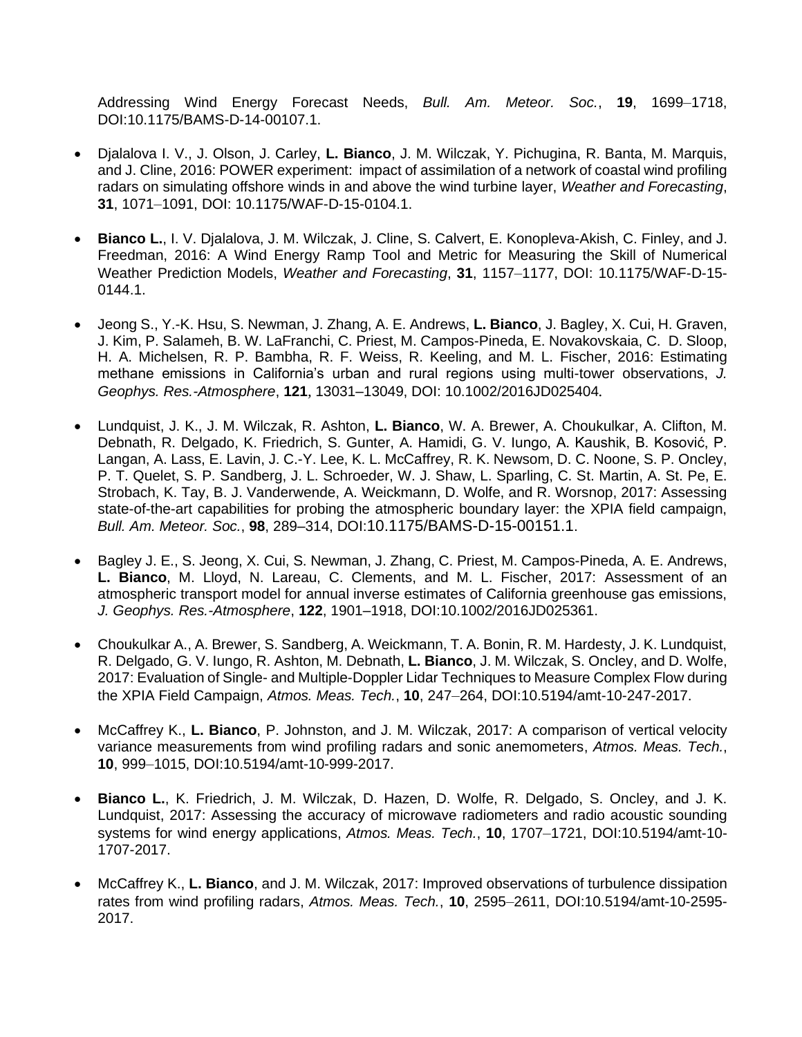Addressing Wind Energy Forecast Needs, *Bull. Am. Meteor. Soc.*, **19**, 1699–1718, DOI:10.1175/BAMS-D-14-00107.1.

- Djalalova I. V., J. Olson, J. Carley, **L. Bianco**, J. M. Wilczak, Y. Pichugina, R. Banta, M. Marquis, and J. Cline, 2016: POWER experiment: impact of assimilation of a network of coastal wind profiling radars on simulating offshore winds in and above the wind turbine layer, *Weather and Forecasting*, **31**, 1071–1091, DOI: 10.1175/WAF-D-15-0104.1.

- **Bianco L.**, I. V. Djalalova, J. M. Wilczak, J. Cline, S. Calvert, E. Konopleva-Akish, C. Finley, and J. Freedman, 2016: A Wind Energy Ramp Tool and Metric for Measuring the Skill of Numerical Weather Prediction Models, *Weather and Forecasting*, **31**, 1157–1177, DOI: 10.1175/WAF-D-15-0144.1.

- Jeong S., Y.-K. Hsu, S. Newman, J. Zhang, A. E. Andrews, **L. Bianco**, J. Bagley, X. Cui, H. Graven, J. Kim, P. Salameh, B. W. LaFranchi, C. Priest, M. Campos-Pineda, E. Novakovskaia, C. D. Sloop, H. A. Michelsen, R. P. Bambha, R. F. Weiss, R. Keeling, and M. L. Fischer, 2016: Estimating methane emissions in California's urban and rural regions using multi-tower observations, *J. Geophys. Res.-Atmosphere*, **121**, 13031–13049, DOI: 10.1002/2016JD025404.

- Lundquist, J. K., J. M. Wilczak, R. Ashton, **L. Bianco**, W. A. Brewer, A. Choukulkar, A. Clifton, M. Debnath, R. Delgado, K. Friedrich, S. Gunter, A. Hamidi, G. V. Iungo, A. Kaushik, B. Kosović, P. Langan, A. Lass, E. Lavin, J. C.-Y. Lee, K. L. McCaffrey, R. K. Newsom, D. C. Noone, S. P. Oncley, P. T. Quelet, S. P. Sandberg, J. L. Schroeder, W. J. Shaw, L. Sparling, C. St. Martin, A. St. Pe, E. Strobach, K. Tay, B. J. Vanderwende, A. Weickmann, D. Wolfe, and R. Worsnop, 2017: Assessing state-of-the-art capabilities for probing the atmospheric boundary layer: the XPIA field campaign, *Bull. Am. Meteor. Soc.*, **98**, 289–314, DOI:10.1175/BAMS-D-15-00151.1.

- Bagley J. E., S. Jeong, X. Cui, S. Newman, J. Zhang, C. Priest, M. Campos-Pineda, A. E. Andrews, **L. Bianco**, M. Lloyd, N. Lareau, C. Clements, and M. L. Fischer, 2017: Assessment of an atmospheric transport model for annual inverse estimates of California greenhouse gas emissions, *J. Geophys. Res.-Atmosphere*, **122**, 1901–1918, DOI:10.1002/2016JD025361.

- Choukulkar A., A. Brewer, S. Sandberg, A. Weickmann, T. A. Bonin, R. M. Hardesty, J. K. Lundquist, R. Delgado, G. V. Iungo, R. Ashton, M. Debnath, **L. Bianco**, J. M. Wilczak, S. Oncley, and D. Wolfe, 2017: Evaluation of Single- and Multiple-Doppler Lidar Techniques to Measure Complex Flow during the XPIA Field Campaign, *Atmos. Meas. Tech.*, **10**, 247–264, DOI:10.5194/amt-10-247-2017.

- McCaffrey K., **L. Bianco**, P. Johnston, and J. M. Wilczak, 2017: A comparison of vertical velocity variance measurements from wind profiling radars and sonic anemometers, *Atmos. Meas. Tech.*, **10**, 999–1015, DOI:10.5194/amt-10-999-2017.

- **Bianco L.**, K. Friedrich, J. M. Wilczak, D. Hazen, D. Wolfe, R. Delgado, S. Oncley, and J. K. Lundquist, 2017: Assessing the accuracy of microwave radiometers and radio acoustic sounding systems for wind energy applications, *Atmos. Meas. Tech.*, **10**, 1707–1721, DOI:10.5194/amt-10-1707-2017.

- McCaffrey K., **L. Bianco**, and J. M. Wilczak, 2017: Improved observations of turbulence dissipation rates from wind profiling radars, *Atmos. Meas. Tech.*, **10**, 2595–2611, DOI:10.5194/amt-10-2595-2017.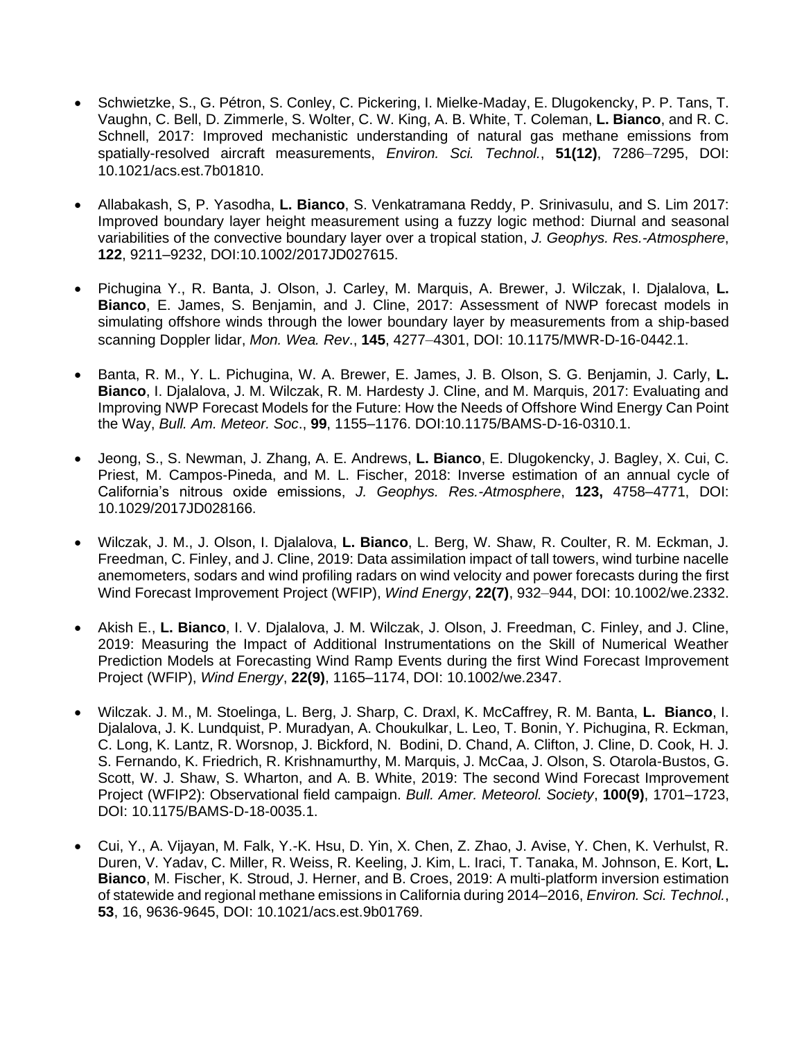- Schwietzke, S., G. Pétron, S. Conley, C. Pickering, I. Mielke-Maday, E. Dlugokencky, P. P. Tans, T. Vaughn, C. Bell, D. Zimmerle, S. Wolter, C. W. King, A. B. White, T. Coleman, **L. Bianco**, and R. C. Schnell, 2017: Improved mechanistic understanding of natural gas methane emissions from spatially-resolved aircraft measurements, *Environ. Sci. Technol.*, **51(12)**, 7286–7295, DOI: 10.1021/acs.est.7b01810.

- Allabakash, S, P. Yasodha, **L. Bianco**, S. Venkatramana Reddy, P. Srinivasulu, and S. Lim 2017: Improved boundary layer height measurement using a fuzzy logic method: Diurnal and seasonal variabilities of the convective boundary layer over a tropical station, *J. Geophys. Res.-Atmosphere*, **122**, 9211–9232, DOI:10.1002/2017JD027615.

- Pichugina Y., R. Banta, J. Olson, J. Carley, M. Marquis, A. Brewer, J. Wilczak, I. Djalalova, **L. Bianco**, E. James, S. Benjamin, and J. Cline, 2017: Assessment of NWP forecast models in simulating offshore winds through the lower boundary layer by measurements from a ship-based scanning Doppler lidar, *Mon. Wea. Rev*., **145**, 4277–4301, DOI: 10.1175/MWR-D-16-0442.1.

- Banta, R. M., Y. L. Pichugina, W. A. Brewer, E. James, J. B. Olson, S. G. Benjamin, J. Carly, **L. Bianco**, I. Djalalova, J. M. Wilczak, R. M. Hardesty J. Cline, and M. Marquis, 2017: Evaluating and Improving NWP Forecast Models for the Future: How the Needs of Offshore Wind Energy Can Point the Way, *Bull. Am. Meteor. Soc*., **99**, 1155–1176. DOI:10.1175/BAMS-D-16-0310.1.

- Jeong, S., S. Newman, J. Zhang, A. E. Andrews, **L. Bianco**, E. Dlugokencky, J. Bagley, X. Cui, C. Priest, M. Campos-Pineda, and M. L. Fischer, 2018: Inverse estimation of an annual cycle of California's nitrous oxide emissions, *J. Geophys. Res.-Atmosphere*, **123,** 4758–4771, DOI: 10.1029/2017JD028166.

- Wilczak, J. M., J. Olson, I. Djalalova, **L. Bianco**, L. Berg, W. Shaw, R. Coulter, R. M. Eckman, J. Freedman, C. Finley, and J. Cline, 2019: Data assimilation impact of tall towers, wind turbine nacelle anemometers, sodars and wind profiling radars on wind velocity and power forecasts during the first Wind Forecast Improvement Project (WFIP), *Wind Energy*, **22(7)**, 932–944, DOI: 10.1002/we.2332.

- Akish E., **L. Bianco**, I. V. Djalalova, J. M. Wilczak, J. Olson, J. Freedman, C. Finley, and J. Cline, 2019: Measuring the Impact of Additional Instrumentations on the Skill of Numerical Weather Prediction Models at Forecasting Wind Ramp Events during the first Wind Forecast Improvement Project (WFIP), *Wind Energy*, **22(9)**, 1165–1174, DOI: 10.1002/we.2347.

- Wilczak. J. M., M. Stoelinga, L. Berg, J. Sharp, C. Draxl, K. McCaffrey, R. M. Banta, **L. Bianco**, I. Djalalova, J. K. Lundquist, P. Muradyan, A. Choukulkar, L. Leo, T. Bonin, Y. Pichugina, R. Eckman, C. Long, K. Lantz, R. Worsnop, J. Bickford, N. Bodini, D. Chand, A. Clifton, J. Cline, D. Cook, H. J. S. Fernando, K. Friedrich, R. Krishnamurthy, M. Marquis, J. McCaa, J. Olson, S. Otarola-Bustos, G. Scott, W. J. Shaw, S. Wharton, and A. B. White, 2019: The second Wind Forecast Improvement Project (WFIP2): Observational field campaign. *Bull. Amer. Meteorol. Society*, **100(9)**, 1701–1723, DOI: 10.1175/BAMS-D-18-0035.1.

- Cui, Y., A. Vijayan, M. Falk, Y.-K. Hsu, D. Yin, X. Chen, Z. Zhao, J. Avise, Y. Chen, K. Verhulst, R. Duren, V. Yadav, C. Miller, R. Weiss, R. Keeling, J. Kim, L. Iraci, T. Tanaka, M. Johnson, E. Kort, **L. Bianco**, M. Fischer, K. Stroud, J. Herner, and B. Croes, 2019: A multi-platform inversion estimation of statewide and regional methane emissions in California during 2014–2016, *Environ. Sci. Technol.*, **53**, 16, 9636-9645, DOI: 10.1021/acs.est.9b01769.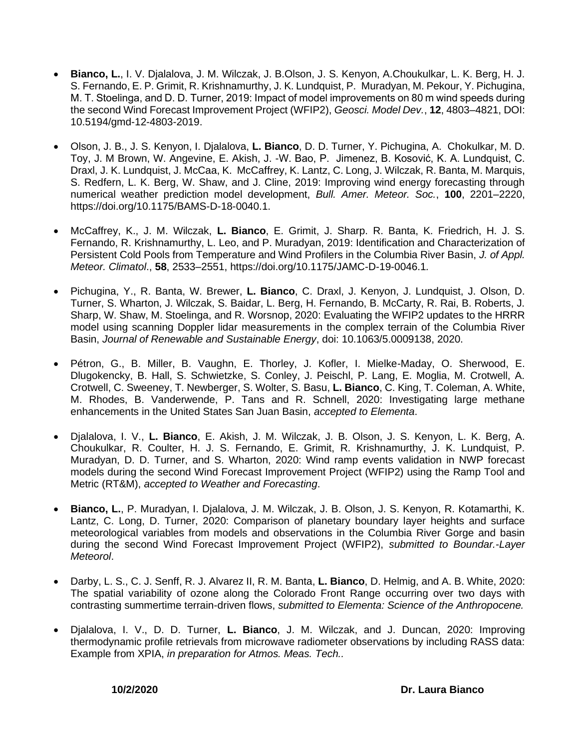- **Bianco, L.**, I. V. Djalalova, J. M. Wilczak, J. B.Olson, J. S. Kenyon, A.Choukulkar, L. K. Berg, H. J. S. Fernando, E. P. Grimit, R. Krishnamurthy, J. K. Lundquist, P. Muradyan, M. Pekour, Y. Pichugina, M. T. Stoelinga, and D. D. Turner, 2019: Impact of model improvements on 80 m wind speeds during the second Wind Forecast Improvement Project (WFIP2), *Geosci. Model Dev.*, **12**, 4803–4821, DOI: 10.5194/gmd-12-4803-2019.

- Olson, J. B., J. S. Kenyon, I. Djalalova, **L. Bianco**, D. D. Turner, Y. Pichugina, A. Chokulkar, M. D. Toy, J. M Brown, W. Angevine, E. Akish, J. -W. Bao, P. Jimenez, B. Kosović, K. A. Lundquist, C. Draxl, J. K. Lundquist, J. McCaa, K. McCaffrey, K. Lantz, C. Long, J. Wilczak, R. Banta, M. Marquis, S. Redfern, L. K. Berg, W. Shaw, and J. Cline, 2019: Improving wind energy forecasting through numerical weather prediction model development, *Bull. Amer. Meteor. Soc.*, **100**, 2201–2220, https://doi.org/10.1175/BAMS-D-18-0040.1.

- McCaffrey, K., J. M. Wilczak, **L. Bianco**, E. Grimit, J. Sharp. R. Banta, K. Friedrich, H. J. S. Fernando, R. Krishnamurthy, L. Leo, and P. Muradyan, 2019: Identification and Characterization of Persistent Cold Pools from Temperature and Wind Profilers in the Columbia River Basin, *J. of Appl. Meteor. Climatol*., **58**, 2533–2551, https://doi.org/10.1175/JAMC-D-19-0046.1*.*

- Pichugina, Y., R. Banta, W. Brewer, **L. Bianco**, C. Draxl, J. Kenyon, J. Lundquist, J. Olson, D. Turner, S. Wharton, J. Wilczak, S. Baidar, L. Berg, H. Fernando, B. McCarty, R. Rai, B. Roberts, J. Sharp, W. Shaw, M. Stoelinga, and R. Worsnop, 2020: Evaluating the WFIP2 updates to the HRRR model using scanning Doppler lidar measurements in the complex terrain of the Columbia River Basin, *Journal of Renewable and Sustainable Energy*, doi: 10.1063/5.0009138, 2020.

- Pétron, G., B. Miller, B. Vaughn, E. Thorley, J. Kofler, I. Mielke-Maday, O. Sherwood, E. Dlugokencky, B. Hall, S. Schwietzke, S. Conley, J. Peischl, P. Lang, E. Moglia, M. Crotwell, A. Crotwell, C. Sweeney, T. Newberger, S. Wolter, S. Basu, **L. Bianco**, C. King, T. Coleman, A. White, M. Rhodes, B. Vanderwende, P. Tans and R. Schnell, 2020: Investigating large methane enhancements in the United States San Juan Basin, *accepted to Elementa*.

- Djalalova, I. V., **L. Bianco**, E. Akish, J. M. Wilczak, J. B. Olson, J. S. Kenyon, L. K. Berg, A. Choukulkar, R. Coulter, H. J. S. Fernando, E. Grimit, R. Krishnamurthy, J. K. Lundquist, P. Muradyan, D. D. Turner, and S. Wharton, 2020: Wind ramp events validation in NWP forecast models during the second Wind Forecast Improvement Project (WFIP2) using the Ramp Tool and Metric (RT&M), *accepted to Weather and Forecasting*.

- **Bianco, L.**, P. Muradyan, I. Djalalova, J. M. Wilczak, J. B. Olson, J. S. Kenyon, R. Kotamarthi, K. Lantz, C. Long, D. Turner, 2020: Comparison of planetary boundary layer heights and surface meteorological variables from models and observations in the Columbia River Gorge and basin during the second Wind Forecast Improvement Project (WFIP2), *submitted to Boundar.-Layer Meteorol*.

- Darby, L. S., C. J. Senff, R. J. Alvarez II, R. M. Banta, **L. Bianco**, D. Helmig, and A. B. White, 2020: The spatial variability of ozone along the Colorado Front Range occurring over two days with contrasting summertime terrain-driven flows, *submitted to Elementa: Science of the Anthropocene.*

- Djalalova, I. V., D. D. Turner, **L. Bianco**, J. M. Wilczak, and J. Duncan, 2020: Improving thermodynamic profile retrievals from microwave radiometer observations by including RASS data: Example from XPIA, *in preparation for Atmos. Meas. Tech..*

**10/2/2020** **Dr. Laura Bianco**